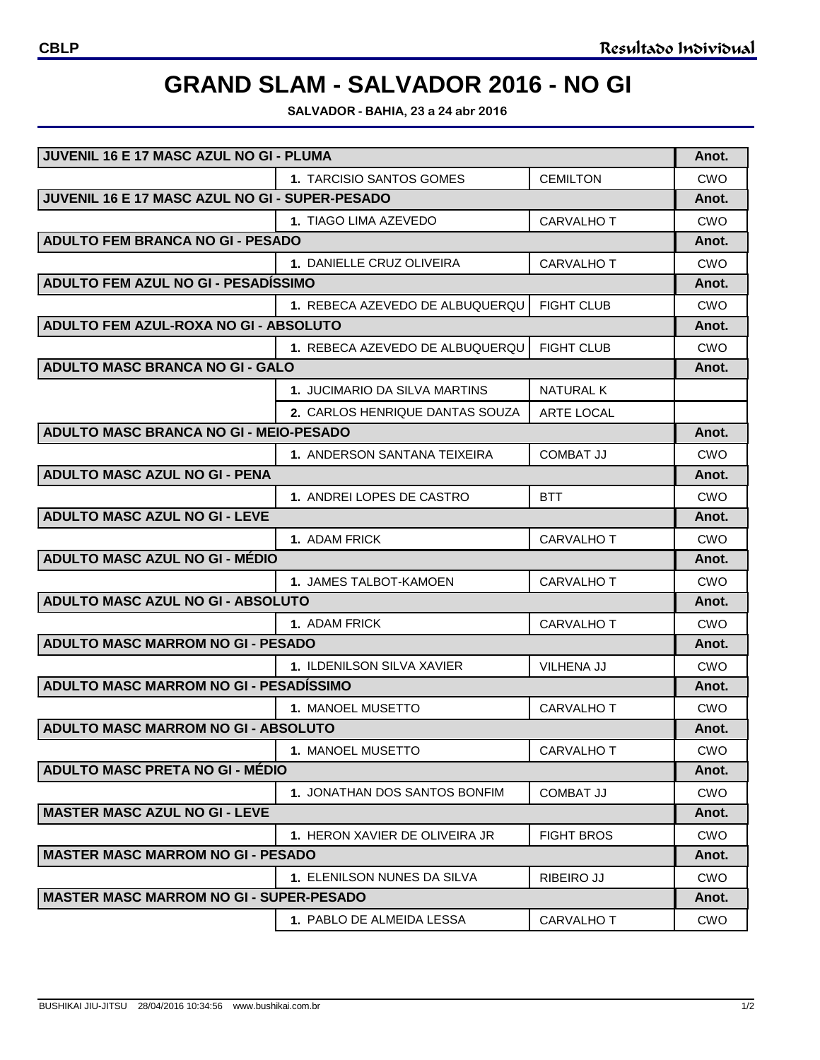CBLP

Resultado Individual

# GRAND SLAM - SALVADOR 2016 - NO GI

**SALVADOR - BAHIA, 23 a 24 abr 2016**

| JUVENIL 16 E 17 MASC AZUL NO GI - PLUMA | | | Anot. |
|---|---|---|---|
| | **1.** TARCISIO SANTOS GOMES | CEMILTON | CWO |
| **JUVENIL 16 E 17 MASC AZUL NO GI - SUPER-PESADO** | | | **Anot.** |
| | **1.** TIAGO LIMA AZEVEDO | CARVALHO T | CWO |
| **ADULTO FEM BRANCA NO GI - PESADO** | | | **Anot.** |
| | **1.** DANIELLE CRUZ OLIVEIRA | CARVALHO T | CWO |
| **ADULTO FEM AZUL NO GI - PESADÍSSIMO** | | | **Anot.** |
| | **1.** REBECA AZEVEDO DE ALBUQUERQU | FIGHT CLUB | CWO |
| **ADULTO FEM AZUL-ROXA NO GI - ABSOLUTO** | | | **Anot.** |
| | **1.** REBECA AZEVEDO DE ALBUQUERQU | FIGHT CLUB | CWO |
| **ADULTO MASC BRANCA NO GI - GALO** | | | **Anot.** |
| | **1.** JUCIMARIO DA SILVA MARTINS | NATURAL K | |
| | **2.** CARLOS HENRIQUE DANTAS SOUZA | ARTE LOCAL | |
| **ADULTO MASC BRANCA NO GI - MEIO-PESADO** | | | **Anot.** |
| | **1.** ANDERSON SANTANA TEIXEIRA | COMBAT JJ | CWO |
| **ADULTO MASC AZUL NO GI - PENA** | | | **Anot.** |
| | **1.** ANDREI LOPES DE CASTRO | BTT | CWO |
| **ADULTO MASC AZUL NO GI - LEVE** | | | **Anot.** |
| | **1.** ADAM FRICK | CARVALHO T | CWO |
| **ADULTO MASC AZUL NO GI - MÉDIO** | | | **Anot.** |
| | **1.** JAMES TALBOT-KAMOEN | CARVALHO T | CWO |
| **ADULTO MASC AZUL NO GI - ABSOLUTO** | | | **Anot.** |
| | **1.** ADAM FRICK | CARVALHO T | CWO |
| **ADULTO MASC MARROM NO GI - PESADO** | | | **Anot.** |
| | **1.** ILDENILSON SILVA XAVIER | VILHENA JJ | CWO |
| **ADULTO MASC MARROM NO GI - PESADÍSSIMO** | | | **Anot.** |
| | **1.** MANOEL MUSETTO | CARVALHO T | CWO |
| **ADULTO MASC MARROM NO GI - ABSOLUTO** | | | **Anot.** |
| | **1.** MANOEL MUSETTO | CARVALHO T | CWO |
| **ADULTO MASC PRETA NO GI - MÉDIO** | | | **Anot.** |
| | **1.** JONATHAN DOS SANTOS BONFIM | COMBAT JJ | CWO |
| **MASTER MASC AZUL NO GI - LEVE** | | | **Anot.** |
| | **1.** HERON XAVIER DE OLIVEIRA JR | FIGHT BROS | CWO |
| **MASTER MASC MARROM NO GI - PESADO** | | | **Anot.** |
| | **1.** ELENILSON NUNES DA SILVA | RIBEIRO JJ | CWO |
| **MASTER MASC MARROM NO GI - SUPER-PESADO** | | | **Anot.** |
| | **1.** PABLO DE ALMEIDA LESSA | CARVALHO T | CWO |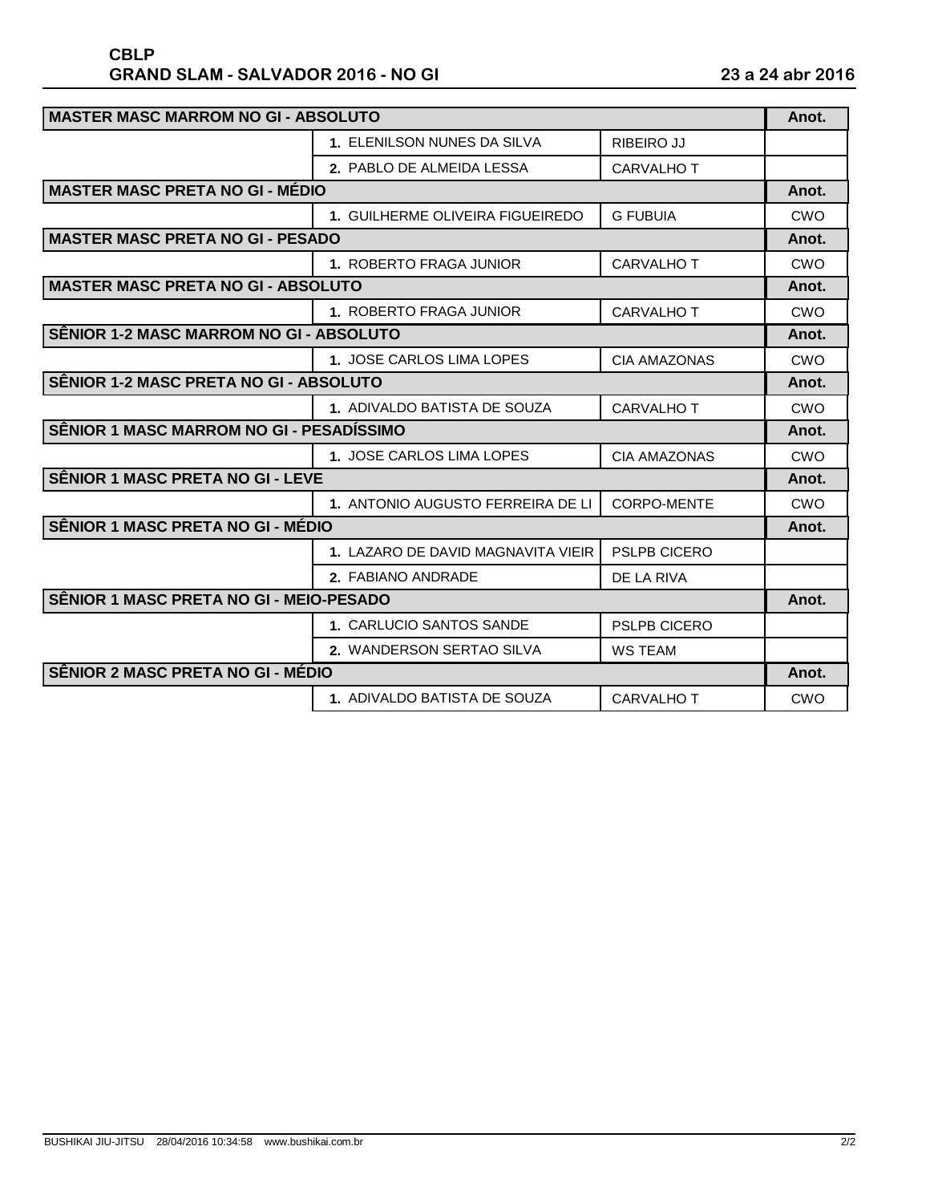| | | | |
|---|---|---|---|
| **MASTER MASC MARROM NO GI - ABSOLUTO** | | | **Anot.** |
| | 1. ELENILSON NUNES DA SILVA | RIBEIRO JJ | |
| | 2. PABLO DE ALMEIDA LESSA | CARVALHO T | |
| **MASTER MASC PRETA NO GI - MÉDIO** | | | **Anot.** |
| | 1. GUILHERME OLIVEIRA FIGUEIREDO | G FUBUIA | CWO |
| **MASTER MASC PRETA NO GI - PESADO** | | | **Anot.** |
| | 1. ROBERTO FRAGA JUNIOR | CARVALHO T | CWO |
| **MASTER MASC PRETA NO GI - ABSOLUTO** | | | **Anot.** |
| | 1. ROBERTO FRAGA JUNIOR | CARVALHO T | CWO |
| **SÊNIOR 1-2 MASC MARROM NO GI - ABSOLUTO** | | | **Anot.** |
| | 1. JOSE CARLOS LIMA LOPES | CIA AMAZONAS | CWO |
| **SÊNIOR 1-2 MASC PRETA NO GI - ABSOLUTO** | | | **Anot.** |
| | 1. ADIVALDO BATISTA DE SOUZA | CARVALHO T | CWO |
| **SÊNIOR 1 MASC MARROM NO GI - PESADÍSSIMO** | | | **Anot.** |
| | 1. JOSE CARLOS LIMA LOPES | CIA AMAZONAS | CWO |
| **SÊNIOR 1 MASC PRETA NO GI - LEVE** | | | **Anot.** |
| | 1. ANTONIO AUGUSTO FERREIRA DE LI | CORPO-MENTE | CWO |
| **SÊNIOR 1 MASC PRETA NO GI - MÉDIO** | | | **Anot.** |
| | 1. LAZARO DE DAVID MAGNAVITA VIEIR | PSLPB CICERO | |
| | 2. FABIANO ANDRADE | DE LA RIVA | |
| **SÊNIOR 1 MASC PRETA NO GI - MEIO-PESADO** | | | **Anot.** |
| | 1. CARLUCIO SANTOS SANDE | PSLPB CICERO | |
| | 2. WANDERSON SERTAO SILVA | WS TEAM | |
| **SÊNIOR 2 MASC PRETA NO GI - MÉDIO** | | | **Anot.** |
| | 1. ADIVALDO BATISTA DE SOUZA | CARVALHO T | CWO |